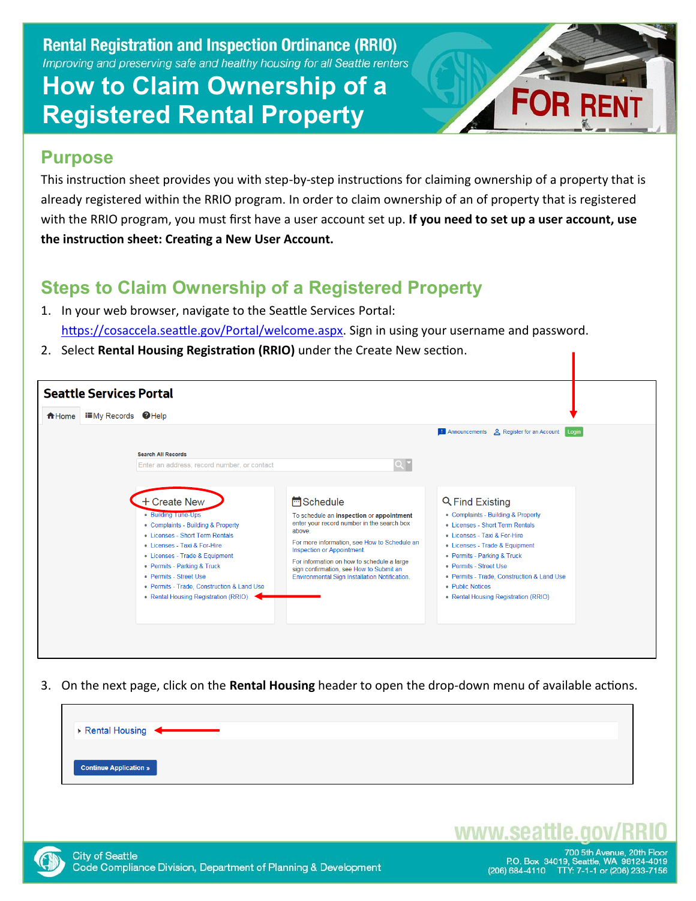# Rental Registration and Inspection Ordinance (RRIO)

*Improving and preserving safe and healthy housing for all Seattle renters*

# How to Claim Ownership of a Registered Rental Property

## Purpose

This instruction sheet provides you with step-by-step instructions for claiming ownership of a property that is already registered within the RRIO program. In order to claim ownership of an of property that is registered with the RRIO program, you must first have a user account set up. **If you need to set up a user account, use the instruction sheet: Creating a New User Account.**

## Steps to Claim Ownership of a Registered Property

1. In your web browser, navigate to the Seattle Services Portal: https://cosaccela.seattle.gov/Portal/welcome.aspx. Sign in using your username and password.
2. Select **Rental Housing Registration (RRIO)** under the Create New section.

Seattle Services Portal

Home | My Records | Help

Announcements | Register for an Account | Login

Search All Records

Enter an address, record number, or contact

**+ Create New**
- Building Tune-Ups
- Complaints - Building & Property
- Licenses - Short Term Rentals
- Licenses - Taxi & For-Hire
- Licenses - Trade & Equipment
- Permits - Parking & Truck
- Permits - Street Use
- Permits - Trade, Construction & Land Use
- Rental Housing Registration (RRIO)

**Schedule**

To schedule an **inspection** or **appointment** enter your record number in the search box above.

For more information, see How to Schedule an Inspection or Appointment.

For information on how to schedule a large sign confirmation, see How to Submit an Environmental Sign Installation Notification.

**Find Existing**
- Complaints - Building & Property
- Licenses - Short Term Rentals
- Licenses - Taxi & For-Hire
- Licenses - Trade & Equipment
- Permits - Parking & Truck
- Permits - Street Use
- Permits - Trade, Construction & Land Use
- Public Notices
- Rental Housing Registration (RRIO)

3. On the next page, click on the **Rental Housing** header to open the drop-down menu of available actions.

Rental Housing

Continue Application »

www.seattle.gov/RRIO

City of Seattle
Code Compliance Division, Department of Planning & Development

700 5th Avenue, 20th Floor
P.O. Box 34019, Seattle, WA 98124-4019
(206) 684-4110 TTY: 7-1-1 or (206) 233-7156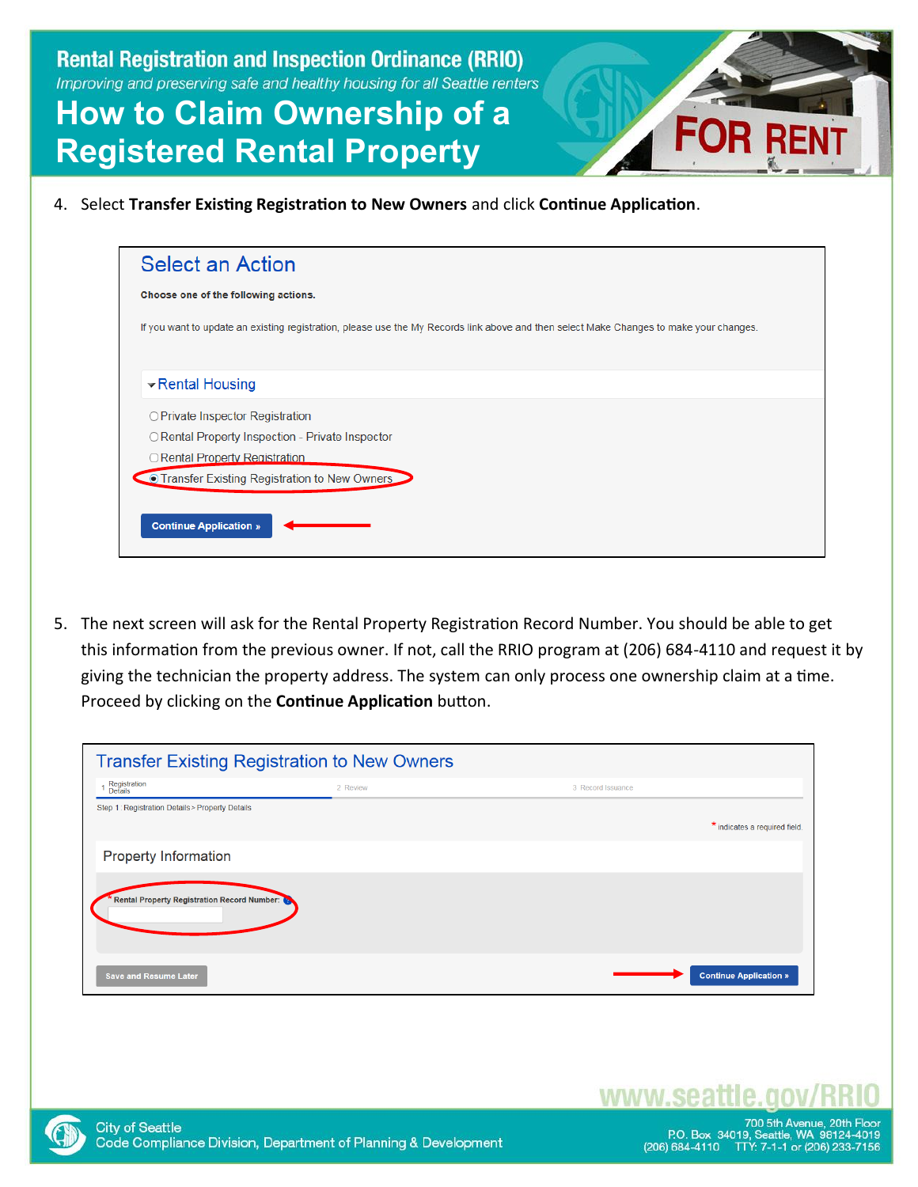# Rental Registration and Inspection Ordinance (RRIO)

*Improving and preserving safe and healthy housing for all Seattle renters*

# How to Claim Ownership of a Registered Rental Property

4. Select **Transfer Existing Registration to New Owners** and click **Continue Application**.

Select an Action

Choose one of the following actions.

If you want to update an existing registration, please use the My Records link above and then select Make Changes to make your changes.

Rental Housing

- ○ Private Inspector Registration
- ○ Rental Property Inspection - Private Inspector
- ○ Rental Property Registration
- ● Transfer Existing Registration to New Owners

Continue Application »

5. The next screen will ask for the Rental Property Registration Record Number. You should be able to get this information from the previous owner. If not, call the RRIO program at (206) 684-4110 and request it by giving the technician the property address. The system can only process one ownership claim at a time. Proceed by clicking on the **Continue Application** button.

Transfer Existing Registration to New Owners

1 Registration Details — 2 Review — 3 Record Issuance

Step 1: Registration Details > Property Details

\* indicates a required field

Property Information

\* Rental Property Registration Record Number:

Save and Resume Later — Continue Application »

www.seattle.gov/RRIO

City of Seattle
Code Compliance Division, Department of Planning & Development

700 5th Avenue, 20th Floor
P.O. Box 34019, Seattle, WA 98124-4019
(206) 684-4110 TTY: 7-1-1 or (206) 233-7156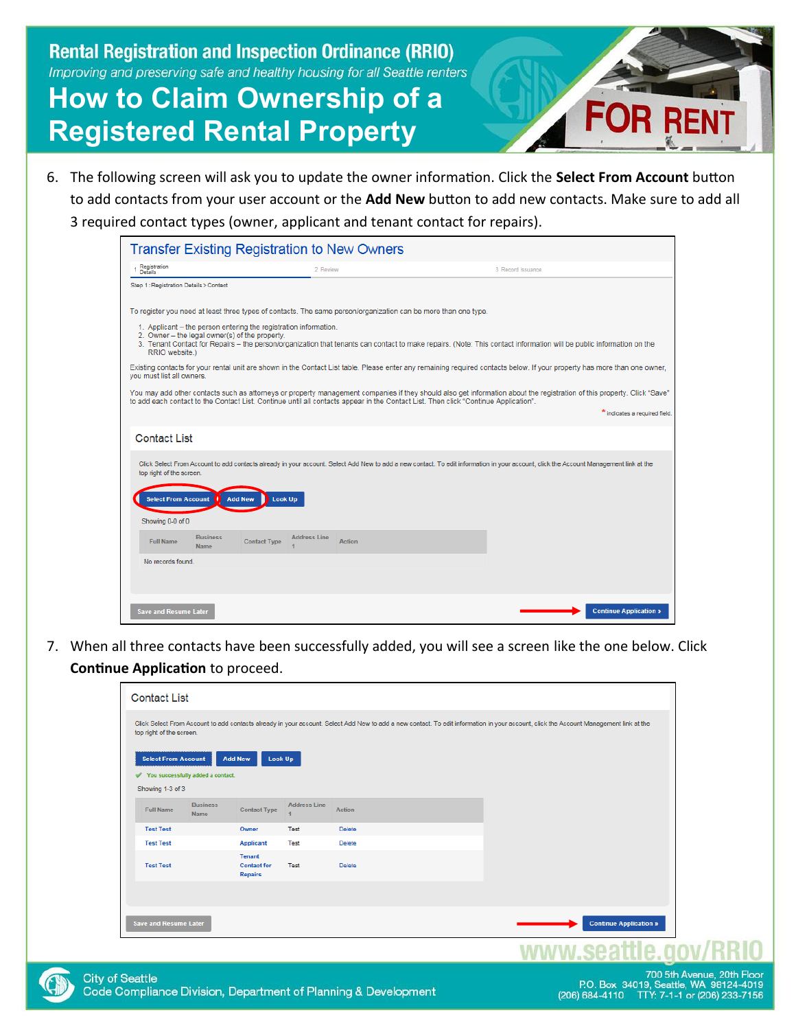# Rental Registration and Inspection Ordinance (RRIO)

*Improving and preserving safe and healthy housing for all Seattle renters*

# How to Claim Ownership of a Registered Rental Property

6. The following screen will ask you to update the owner information. Click the **Select From Account** button to add contacts from your user account or the **Add New** button to add new contacts. Make sure to add all 3 required contact types (owner, applicant and tenant contact for repairs).

## Transfer Existing Registration to New Owners

1 Registration Details — 2 Review — 3 Record Issuance

Step 1: Registration Details > Contact

To register you need at least three types of contacts. The same person/organization can be more than one type.

1. Applicant – the person entering the registration information.
2. Owner – the legal owner(s) of the property.
3. Tenant Contact for Repairs – the person/organization that tenants can contact to make repairs. (Note: This contact information will be public information on the RRIO website.)

Existing contacts for your rental unit are shown in the Contact List table. Please enter any remaining required contacts below. If your property has more than one owner, you must list all owners.

You may add other contacts such as attorneys or property management companies if they should also get information about the registration of this property. Click "Save" to add each contact to the Contact List. Continue until all contacts appear in the Contact List. Then click "Continue Application".

* indicates a required field.

### Contact List

Click Select From Account to add contacts already in your account. Select Add New to add a new contact. To edit information in your account, click the Account Management link at the top right of the screen.

Select From Account | Add New | Look Up

Showing 0-0 of 0

| Full Name | Business Name | Contact Type | Address Line 1 | Action |
|---|---|---|---|---|
| No records found. | | | | |

Save and Resume Later | Continue Application »

7. When all three contacts have been successfully added, you will see a screen like the one below. Click **Continue Application** to proceed.

### Contact List

Click Select From Account to add contacts already in your account. Select Add New to add a new contact. To edit information in your account, click the Account Management link at the top right of the screen.

Select From Account | Add New | Look Up

✔ You successfully added a contact.

Showing 1-3 of 3

| Full Name | Business Name | Contact Type | Address Line 1 | Action |
|---|---|---|---|---|
| Test Test | | Owner | Test | Delete |
| Test Test | | Applicant | Test | Delete |
| Test Test | | Tenant Contact for Repairs | Test | Delete |

Save and Resume Later | Continue Application »

www.seattle.gov/RRIO

City of Seattle
Code Compliance Division, Department of Planning & Development

700 5th Avenue, 20th Floor
P.O. Box 34019, Seattle, WA 98124-4019
(206) 684-4110 TTY: 7-1-1 or (206) 233-7156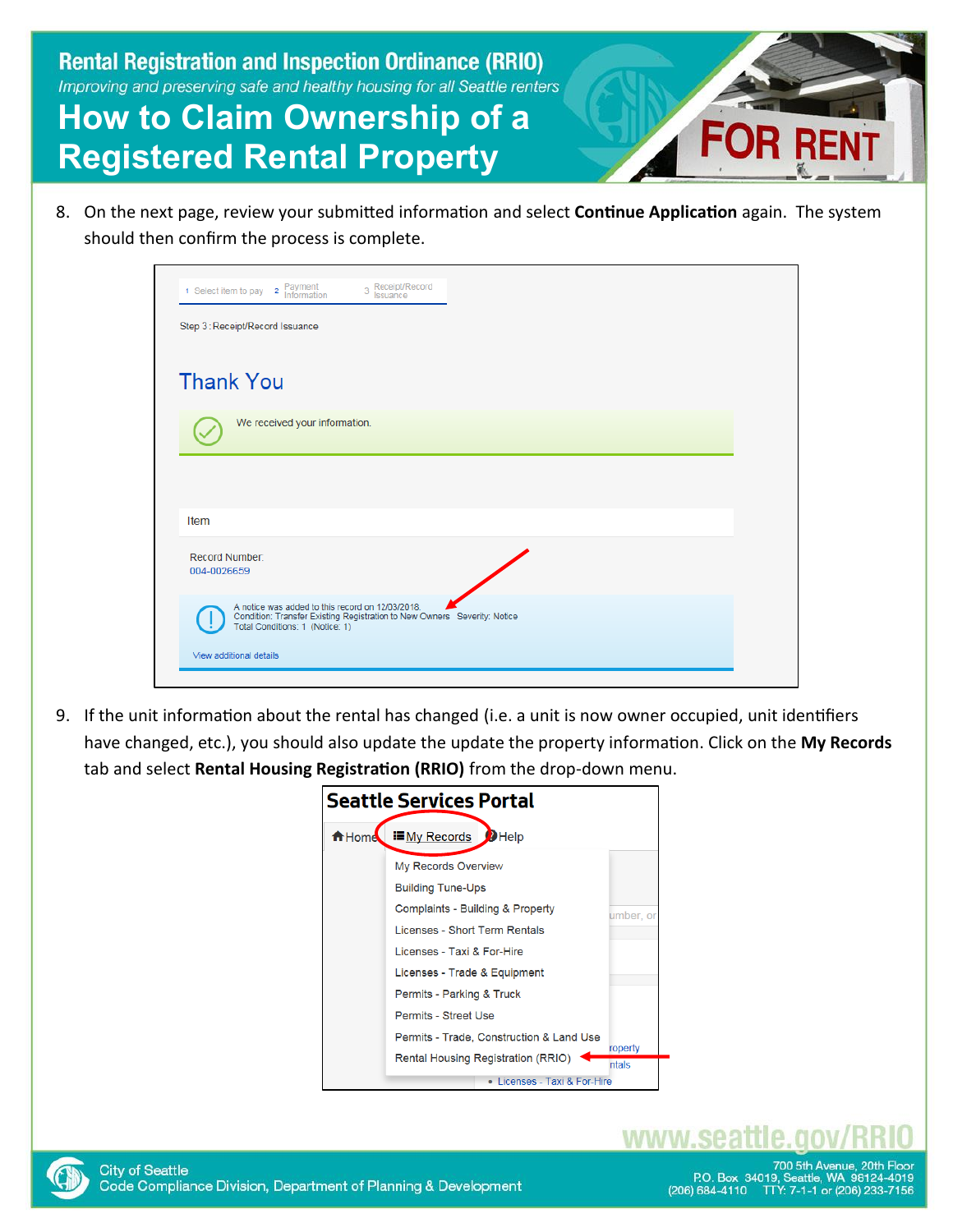8. On the next page, review your submitted information and select **Continue Application** again. The system should then confirm the process is complete.

9. If the unit information about the rental has changed (i.e. a unit is now owner occupied, unit identifiers have changed, etc.), you should also update the update the property information. Click on the **My Records** tab and select **Rental Housing Registration (RRIO)** from the drop-down menu.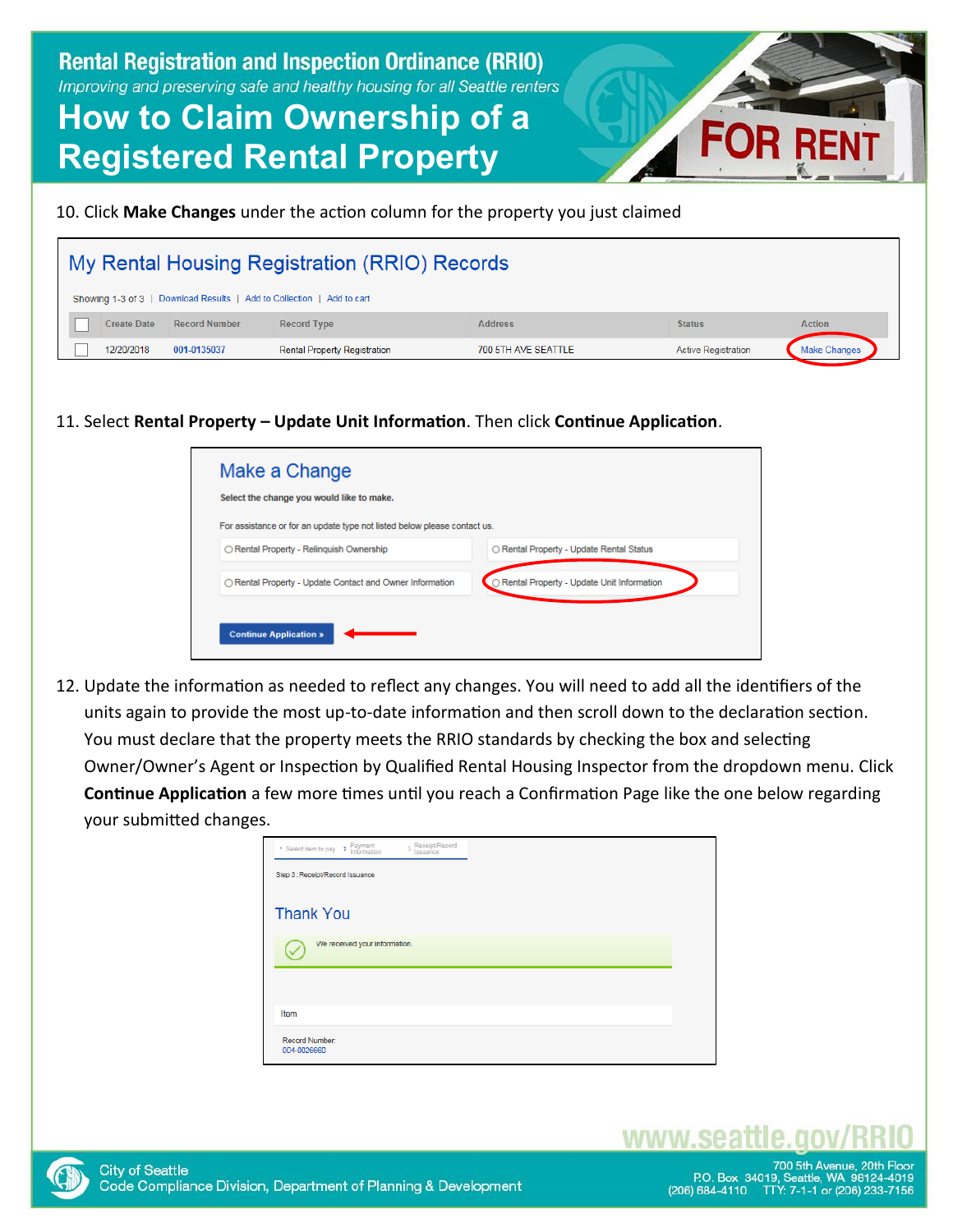# Rental Registration and Inspection Ordinance (RRIO)

*Improving and preserving safe and healthy housing for all Seattle renters*

# How to Claim Ownership of a Registered Rental Property

10. Click **Make Changes** under the action column for the property you just claimed

My Rental Housing Registration (RRIO) Records

Showing 1-3 of 3 | Download Results | Add to Collection | Add to cart

| | Create Date | Record Number | Record Type | Address | Status | Action |
|---|---|---|---|---|---|---|
| ☐ | 12/20/2018 | 001-0135037 | Rental Property Registration | 700 5TH AVE SEATTLE | Active Registration | Make Changes |

11. Select **Rental Property – Update Unit Information**. Then click **Continue Application**.

Make a Change

Select the change you would like to make.

For assistance or for an update type not listed below please contact us.

- Rental Property - Relinquish Ownership
- Rental Property - Update Rental Status
- Rental Property - Update Contact and Owner Information
- Rental Property - Update Unit Information

Continue Application »

12. Update the information as needed to reflect any changes. You will need to add all the identifiers of the units again to provide the most up-to-date information and then scroll down to the declaration section. You must declare that the property meets the RRIO standards by checking the box and selecting Owner/Owner's Agent or Inspection by Qualified Rental Housing Inspector from the dropdown menu. Click **Continue Application** a few more times until you reach a Confirmation Page like the one below regarding your submitted changes.

1 Select item to pay 2 Payment Information 3 Receipt/Record Issuance

Step 3: Receipt/Record Issuance

Thank You

We received your information.

Item

Record Number:
004-0026660

www.seattle.gov/RRIO

City of Seattle
Code Compliance Division, Department of Planning & Development

700 5th Avenue, 20th Floor
P.O. Box 34019, Seattle, WA 98124-4019
(206) 684-4110 TTY: 7-1-1 or (206) 233-7156